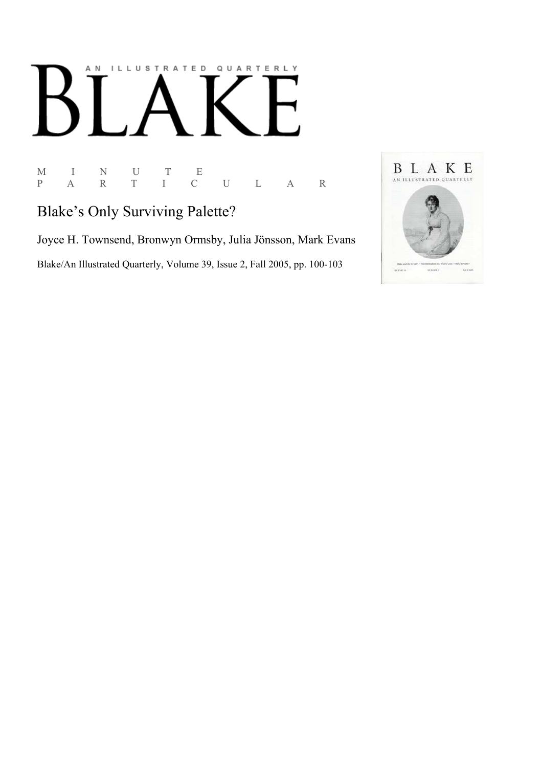# BLAKE

AN ILLUSTRATED QUARTERLY

M I N U T E
P A R T I C U L A R

## Blake's Only Surviving Palette?

Joyce H. Townsend, Bronwyn Ormsby, Julia Jönsson, Mark Evans

Blake/An Illustrated Quarterly, Volume 39, Issue 2, Fall 2005, pp. 100-103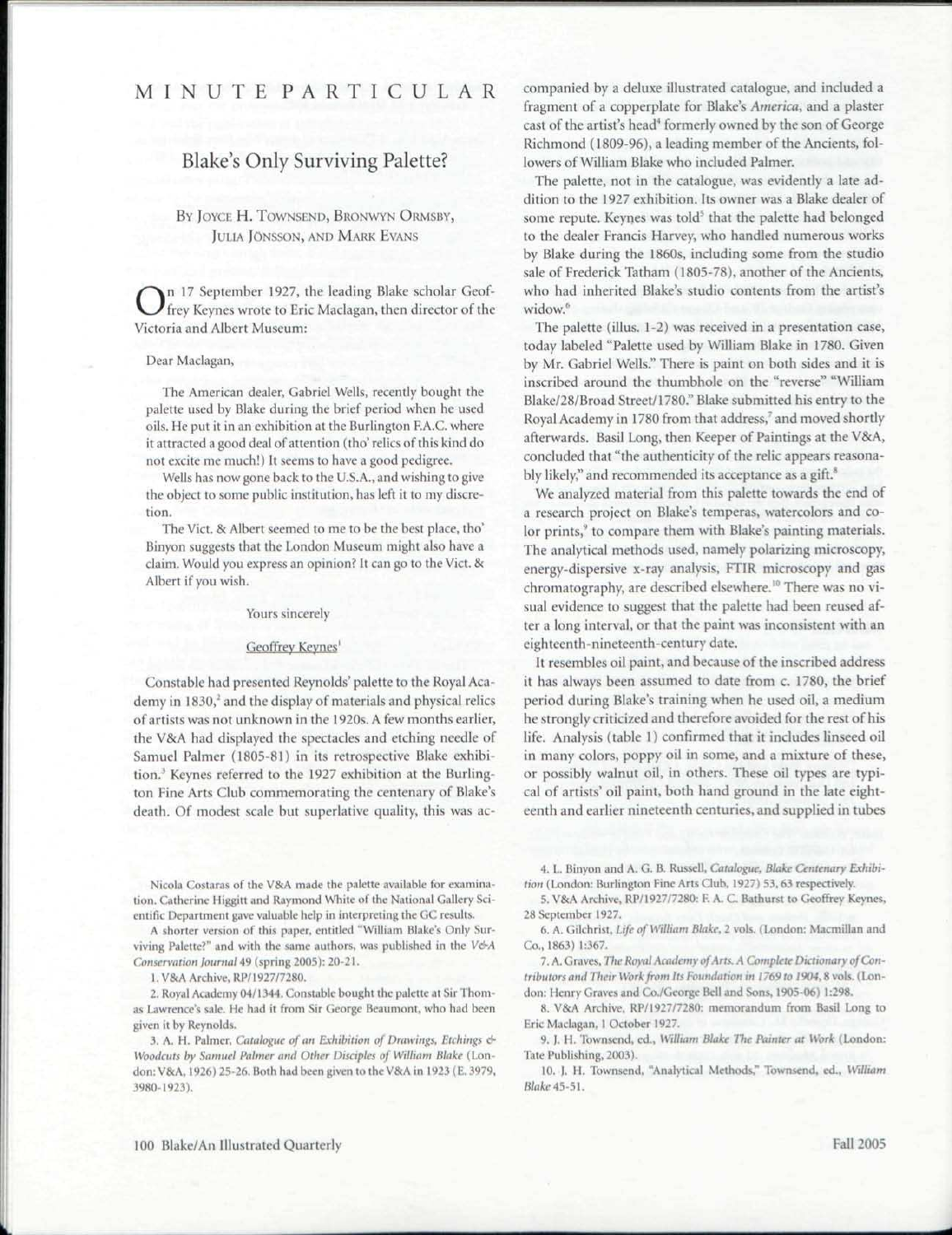# MINUTE PARTICULAR

## Blake's Only Surviving Palette?

By Joyce H. Townsend, Bronwyn Ormsby, Julia Jönsson, and Mark Evans

On 17 September 1927, the leading Blake scholar Geoffrey Keynes wrote to Eric Maclagan, then director of the Victoria and Albert Museum:

> Dear Maclagan,
>
> The American dealer, Gabriel Wells, recently bought the palette used by Blake during the brief period when he used oils. He put it in an exhibition at the Burlington F.A.C. where it attracted a good deal of attention (tho' relics of this kind do not excite me much!) It seems to have a good pedigree.
>
> Wells has now gone back to the U.S.A., and wishing to give the object to some public institution, has left it to my discretion.
>
> The Vict. & Albert seemed to me to be the best place, tho' Binyon suggests that the London Museum might also have a claim. Would you express an opinion? It can go to the Vict. & Albert if you wish.
>
> Yours sincerely
>
> Geoffrey Keynes[1]

Constable had presented Reynolds' palette to the Royal Academy in 1830,[2] and the display of materials and physical relics of artists was not unknown in the 1920s. A few months earlier, the V&A had displayed the spectacles and etching needle of Samuel Palmer (1805-81) in its retrospective Blake exhibition.[3] Keynes referred to the 1927 exhibition at the Burlington Fine Arts Club commemorating the centenary of Blake's death. Of modest scale but superlative quality, this was accompanied by a deluxe illustrated catalogue, and included a fragment of a copperplate for Blake's *America*, and a plaster cast of the artist's head[4] formerly owned by the son of George Richmond (1809-96), a leading member of the Ancients, followers of William Blake who included Palmer.

The palette, not in the catalogue, was evidently a late addition to the 1927 exhibition. Its owner was a Blake dealer of some repute. Keynes was told[5] that the palette had belonged to the dealer Francis Harvey, who handled numerous works by Blake during the 1860s, including some from the studio sale of Frederick Tatham (1805-78), another of the Ancients, who had inherited Blake's studio contents from the artist's widow.[6]

The palette (illus. 1-2) was received in a presentation case, today labeled "Palette used by William Blake in 1780. Given by Mr. Gabriel Wells." There is paint on both sides and it is inscribed around the thumbhole on the "reverse" "William Blake/28/Broad Street/1780." Blake submitted his entry to the Royal Academy in 1780 from that address,[7] and moved shortly afterwards. Basil Long, then Keeper of Paintings at the V&A, concluded that "the authenticity of the relic appears reasonably likely," and recommended its acceptance as a gift.[8]

We analyzed material from this palette towards the end of a research project on Blake's temperas, watercolors and color prints,[9] to compare them with Blake's painting materials. The analytical methods used, namely polarizing microscopy, energy-dispersive x-ray analysis, FTIR microscopy and gas chromatography, are described elsewhere.[10] There was no visual evidence to suggest that the palette had been reused after a long interval, or that the paint was inconsistent with an eighteenth-nineteenth-century date.

It resembles oil paint, and because of the inscribed address it has always been assumed to date from c. 1780, the brief period during Blake's training when he used oil, a medium he strongly criticized and therefore avoided for the rest of his life. Analysis (table 1) confirmed that it includes linseed oil in many colors, poppy oil in some, and a mixture of these, or possibly walnut oil, in others. These oil types are typical of artists' oil paint, both hand ground in the late eighteenth and earlier nineteenth centuries, and supplied in tubes

---

Nicola Costaras of the V&A made the palette available for examination. Catherine Higgitt and Raymond White of the National Gallery Scientific Department gave valuable help in interpreting the GC results.

A shorter version of this paper, entitled "William Blake's Only Surviving Palette?" and with the same authors, was published in the *V&A Conservation Journal* 49 (spring 2005): 20-21.

1. V&A Archive, RP/1927/7280.

2. Royal Academy 04/1344. Constable bought the palette at Sir Thomas Lawrence's sale. He had it from Sir George Beaumont, who had been given it by Reynolds.

3. A. H. Palmer, *Catalogue of an Exhibition of Drawings, Etchings & Woodcuts by Samuel Palmer and Other Disciples of William Blake* (London: V&A, 1926) 25-26. Both had been given to the V&A in 1923 (E.3979, 3980-1923).

4. L. Binyon and A. G. B. Russell, *Catalogue, Blake Centenary Exhibition* (London: Burlington Fine Arts Club, 1927) 53, 63 respectively.

5. V&A Archive, RP/1927/7280: F. A. C. Bathurst to Geoffrey Keynes, 28 September 1927.

6. A. Gilchrist, *Life of William Blake*, 2 vols. (London: Macmillan and Co., 1863) 1:367.

7. A. Graves, *The Royal Academy of Arts. A Complete Dictionary of Contributors and Their Work from Its Foundation in 1769 to 1904*, 8 vols. (London: Henry Graves and Co./George Bell and Sons, 1905-06) 1:298.

8. V&A Archive, RP/1927/7280: memorandum from Basil Long to Eric Maclagan, 1 October 1927.

9. J. H. Townsend, ed., *William Blake The Painter at Work* (London: Tate Publishing, 2003).

10. J. H. Townsend, "Analytical Methods," Townsend, ed., *William Blake* 45-51.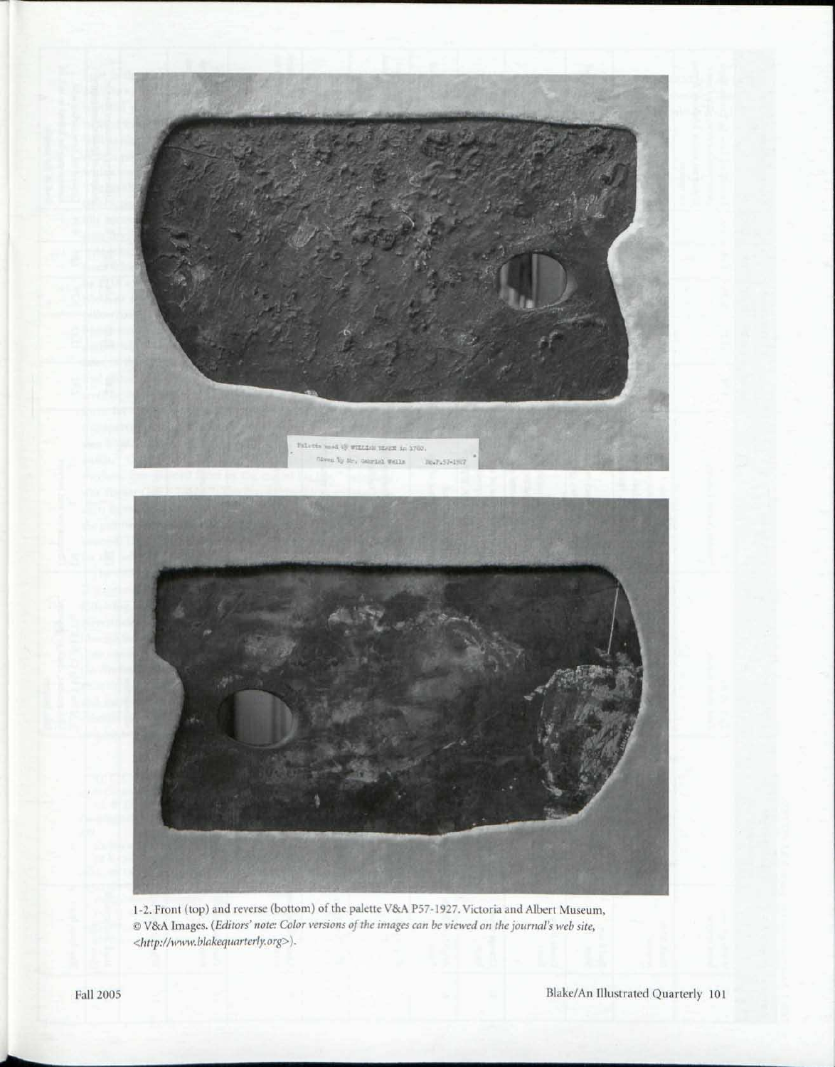1-2. Front (top) and reverse (bottom) of the palette V&A P57-1927. Victoria and Albert Museum, © V&A Images. (*Editors' note: Color versions of the images can be viewed on the journal's web site, <http://www.blakequarterly.org>*).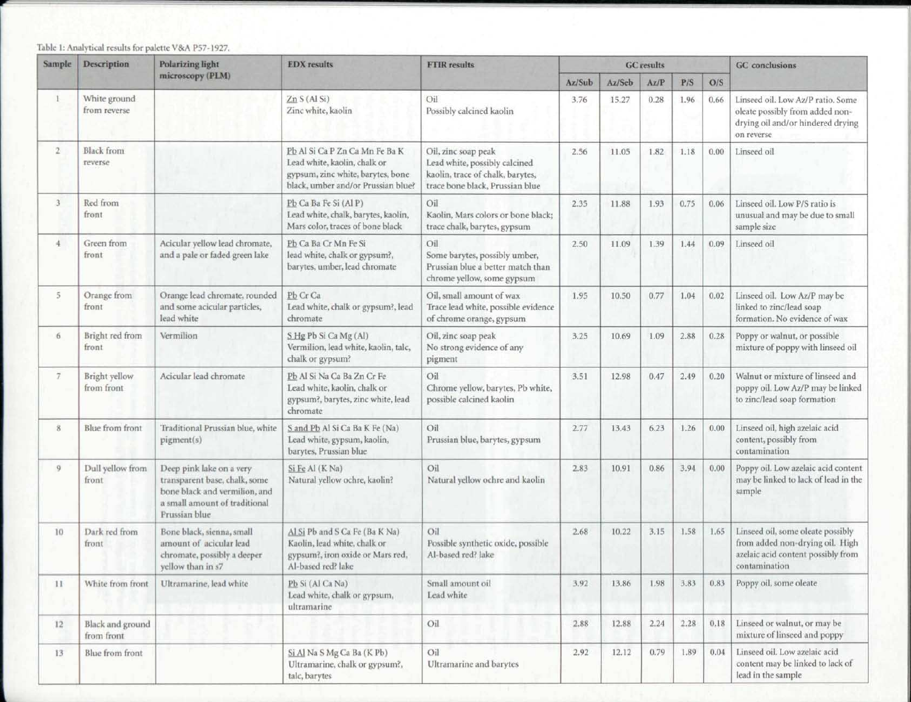Table 1: Analytical results for palette V&A P57-1927.

| Sample | Description | Polarizing light microscopy (PLM) | EDX results | FTIR results | GC results | | | | | GC conclusions |
|---|---|---|---|---|---|---|---|---|---|---|
| | | | | | Az/Sub | Az/Seb | Az/P | P/S | O/S | |
| 1 | White ground from reverse | | Zn S (Al Si) Zinc white, kaolin | Oil Possibly calcined kaolin | 3.76 | 15.27 | 0.28 | 1.96 | 0.66 | Linseed oil. Low Az/P ratio. Some oleate possibly from added non-drying oil and/or hindered drying on reverse |
| 2 | Black from reverse | | Pb Al Si Ca P Zn Ca Mn Fe Ba K Lead white, kaolin, chalk or gypsum, zinc white, barytes, bone black, umber and/or Prussian blue? | Oil, zinc soap peak Lead white, possibly calcined kaolin, trace of chalk, barytes, trace bone black, Prussian blue | 2.56 | 11.05 | 1.82 | 1.18 | 0.00 | Linseed oil |
| 3 | Red from front | | Pb Ca Ba Fe Si (Al P) Lead white, chalk, barytes, kaolin, Mars color, traces of bone black | Oil Kaolin, Mars colors or bone black; trace chalk, barytes, gypsum | 2.35 | 11.88 | 1.93 | 0.75 | 0.06 | Linseed oil. Low P/S ratio is unusual and may be due to small sample size |
| 4 | Green from front | Acicular yellow lead chromate, and a pale or faded green lake | Pb Ca Ba Cr Mn Fe Si lead white, chalk or gypsum?, barytes, umber, lead chromate | Oil Some barytes, possibly umber, Prussian blue a better match than chrome yellow, some gypsum | 2.50 | 11.09 | 1.39 | 1.44 | 0.09 | Linseed oil |
| 5 | Orange from front | Orange lead chromate, rounded and some acicular particles, lead white | Pb Cr Ca Lead white, chalk or gypsum?, lead chromate | Oil, small amount of wax Trace lead white, possible evidence of chrome orange, gypsum | 1.95 | 10.50 | 0.77 | 1.04 | 0.02 | Linseed oil. Low Az/P may be linked to zinc/lead soap formation. No evidence of wax |
| 6 | Bright red from front | Vermilion | S Hg Pb Si Ca Mg (Al) Vermilion, lead white, kaolin, talc, chalk or gypsum? | Oil, zinc soap peak No strong evidence of any pigment | 3.25 | 10.69 | 1.09 | 2.88 | 0.28 | Poppy or walnut, or possible mixture of poppy with linseed oil |
| 7 | Bright yellow from front | Acicular lead chromate | Pb Al Si Na Ca Ba Zn Cr Fe Lead white, kaolin, chalk or gypsum?, barytes, zinc white, lead chromate | Oil Chrome yellow, barytes, Pb white, possible calcined kaolin | 3.51 | 12.98 | 0.47 | 2.49 | 0.20 | Walnut or mixture of linseed and poppy oil. Low Az/P may be linked to zinc/lead soap formation |
| 8 | Blue from front | Traditional Prussian blue, white pigment(s) | S and Pb Al Si Ca Ba K Fe (Na) Lead white, gypsum, kaolin, barytes, Prussian blue | Oil Prussian blue, barytes, gypsum | 2.77 | 13.43 | 6.23 | 1.26 | 0.00 | Linseed oil, high azelaic acid content, possibly from contamination |
| 9 | Dull yellow from front | Deep pink lake on a very transparent base, chalk, some bone black and vermilion, and a small amount of traditional Prussian blue | Si Fe Al (K Na) Natural yellow ochre, kaolin? | Oil Natural yellow ochre and kaolin | 2.83 | 10.91 | 0.86 | 3.94 | 0.00 | Poppy oil. Low azelaic acid content may be linked to lack of lead in the sample |
| 10 | Dark red from front | Bone black, sienna, small amount of acicular lead chromate, possibly a deeper yellow than in s7 | Al Si Pb and S Ca Fe (Ba K Na) Kaolin, lead white, chalk or gypsum?, iron oxide or Mars red, Al-based red? lake | Oil Possible synthetic oxide, possible Al-based red? lake | 2.68 | 10.22 | 3.15 | 1.58 | 1.65 | Linseed oil, some oleate possibly from added non-drying oil. High azelaic acid content possibly from contamination |
| 11 | White from front | Ultramarine, lead white | Pb Si (Al Ca Na) Lead white, chalk or gypsum, ultramarine | Small amount oil Lead white | 3.92 | 13.86 | 1.98 | 3.83 | 0.83 | Poppy oil, some oleate |
| 12 | Black and ground from front | | | Oil | 2.88 | 12.88 | 2.24 | 2.28 | 0.18 | Linseed or walnut, or may be mixture of linseed and poppy |
| 13 | Blue from front | | Si Al Na S Mg Ca Ba (K Pb) Ultramarine, chalk or gypsum?, talc, barytes | Oil Ultramarine and barytes | 2.92 | 12.12 | 0.79 | 1.89 | 0.04 | Linseed oil. Low azelaic acid content may be linked to lack of lead in the sample |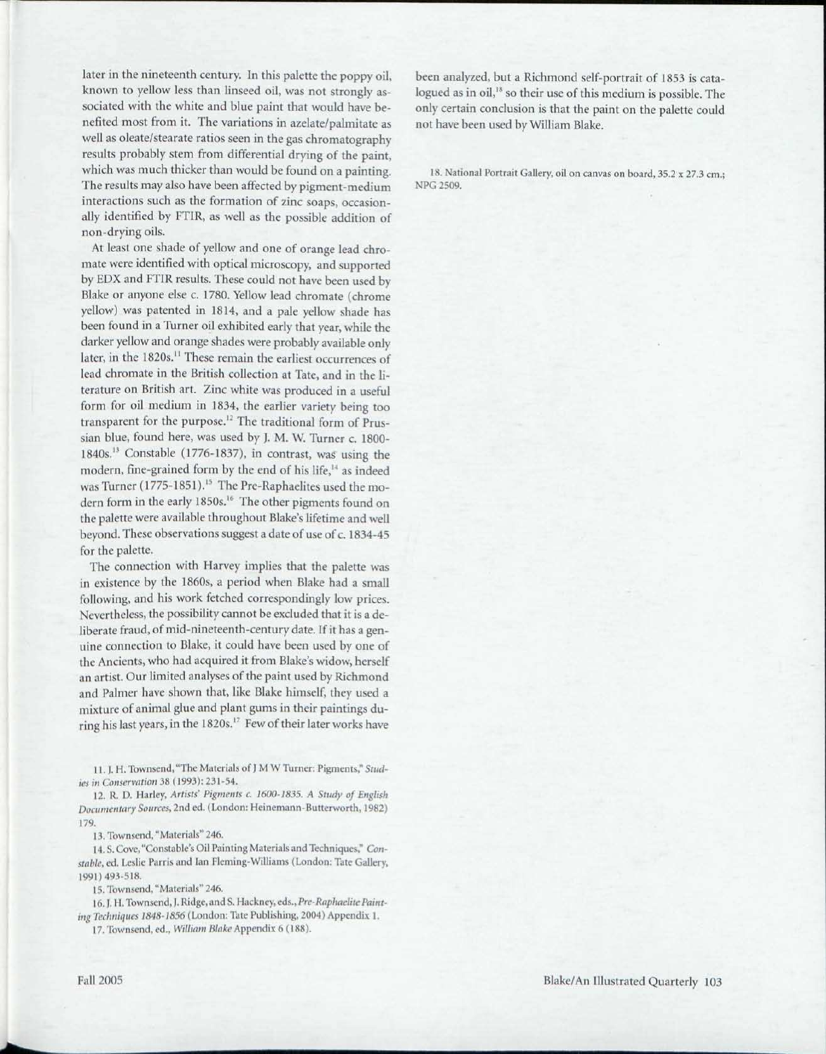later in the nineteenth century. In this palette the poppy oil, known to yellow less than linseed oil, was not strongly associated with the white and blue paint that would have benefited most from it. The variations in azelate/palmitate as well as oleate/stearate ratios seen in the gas chromatography results probably stem from differential drying of the paint, which was much thicker than would be found on a painting. The results may also have been affected by pigment-medium interactions such as the formation of zinc soaps, occasionally identified by FTIR, as well as the possible addition of non-drying oils.

At least one shade of yellow and one of orange lead chromate were identified with optical microscopy, and supported by EDX and FTIR results. These could not have been used by Blake or anyone else c. 1780. Yellow lead chromate (chrome yellow) was patented in 1814, and a pale yellow shade has been found in a Turner oil exhibited early that year, while the darker yellow and orange shades were probably available only later, in the 1820s.[11] These remain the earliest occurrences of lead chromate in the British collection at Tate, and in the literature on British art. Zinc white was produced in a useful form for oil medium in 1834, the earlier variety being too transparent for the purpose.[12] The traditional form of Prussian blue, found here, was used by J. M. W. Turner c. 1800-1840s.[13] Constable (1776-1837), in contrast, was using the modern, fine-grained form by the end of his life,[14] as indeed was Turner (1775-1851).[15] The Pre-Raphaelites used the modern form in the early 1850s.[16] The other pigments found on the palette were available throughout Blake's lifetime and well beyond. These observations suggest a date of use of c. 1834-45 for the palette.

The connection with Harvey implies that the palette was in existence by the 1860s, a period when Blake had a small following, and his work fetched correspondingly low prices. Nevertheless, the possibility cannot be excluded that it is a deliberate fraud, of mid-nineteenth-century date. If it has a genuine connection to Blake, it could have been used by one of the Ancients, who had acquired it from Blake's widow, herself an artist. Our limited analyses of the paint used by Richmond and Palmer have shown that, like Blake himself, they used a mixture of animal glue and plant gums in their paintings during his last years, in the 1820s.[17] Few of their later works have been analyzed, but a Richmond self-portrait of 1853 is catalogued as in oil,[18] so their use of this medium is possible. The only certain conclusion is that the paint on the palette could not have been used by William Blake.

11. J. H. Townsend, "The Materials of J M W Turner: Pigments," *Studies in Conservation* 38 (1993): 231-54.

12. R. D. Harley, *Artists' Pigments c. 1600-1835. A Study of English Documentary Sources*, 2nd ed. (London: Heinemann-Butterworth, 1982) 179.

13. Townsend, "Materials" 246.

14. S. Cove, "Constable's Oil Painting Materials and Techniques," *Constable*, ed. Leslie Parris and Ian Fleming-Williams (London: Tate Gallery, 1991) 493-518.

15. Townsend, "Materials" 246.

16. J. H. Townsend, J. Ridge, and S. Hackney, eds., *Pre-Raphaelite Painting Techniques 1848-1856* (London: Tate Publishing, 2004) Appendix 1.

17. Townsend, ed., *William Blake* Appendix 6 (188).

18. National Portrait Gallery, oil on canvas on board, 35.2 x 27.3 cm.; NPG 2509.